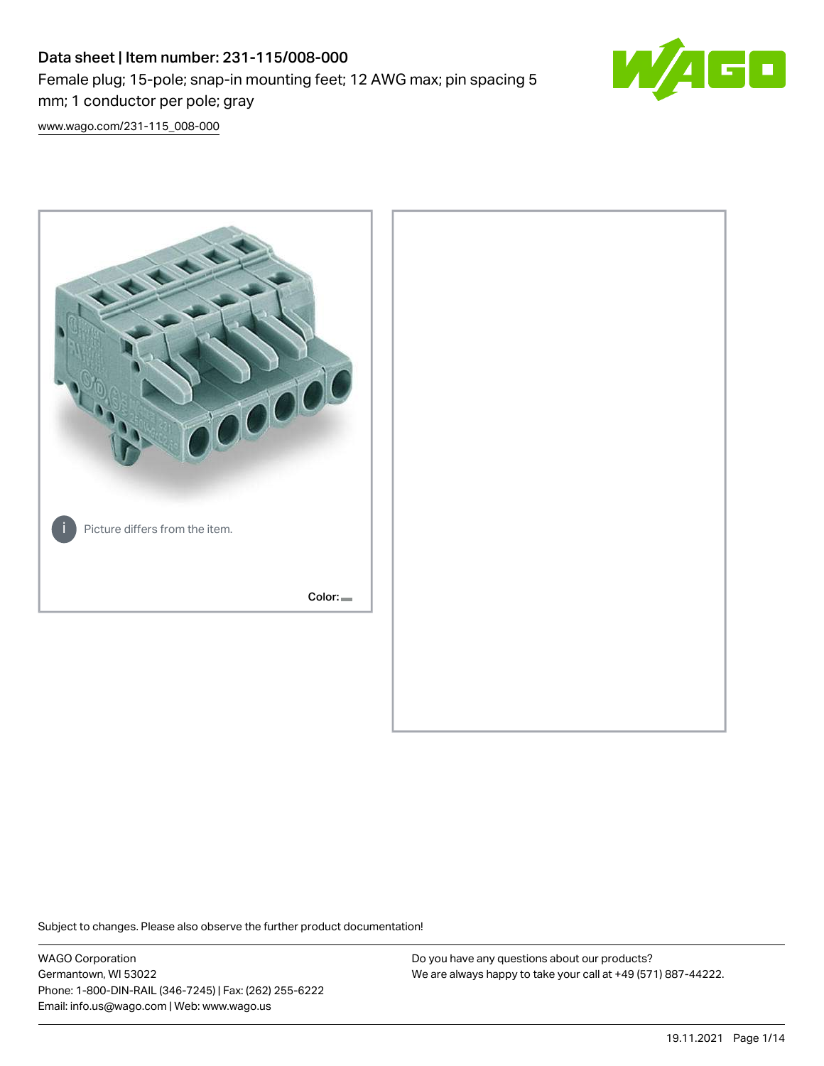# Data sheet | Item number: 231-115/008-000

Female plug; 15-pole; snap-in mounting feet; 12 AWG max; pin spacing 5 mm; 1 conductor per pole; gray

www.wago.com/231-115_008-000

Picture differs from the item.

Color:

Subject to changes. Please also observe the further product documentation!

WAGO Corporation
Germantown, WI 53022
Phone: 1-800-DIN-RAIL (346-7245) | Fax: (262) 255-6222
Email: info.us@wago.com | Web: www.wago.us

Do you have any questions about our products?
We are always happy to take your call at +49 (571) 887-44222.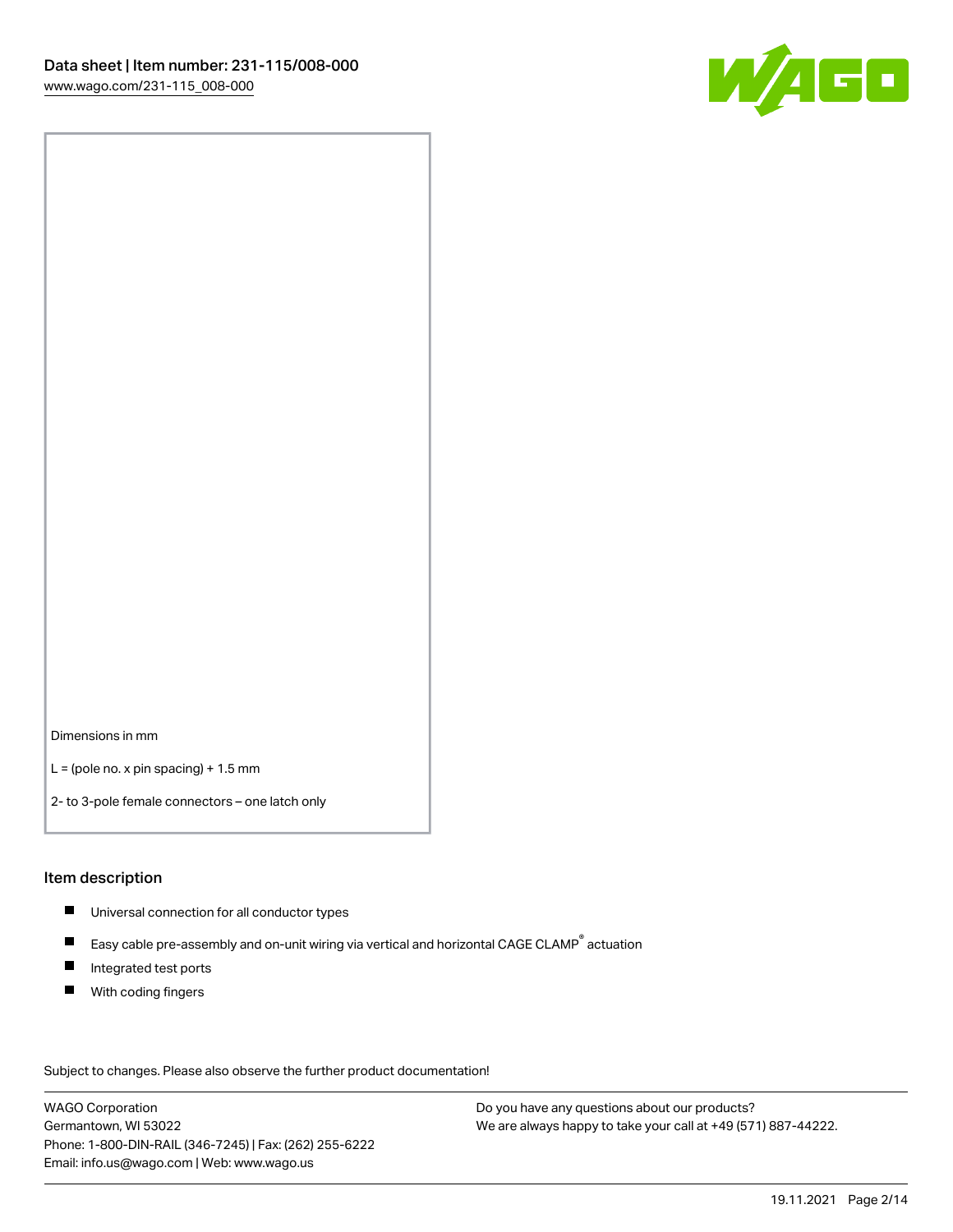Dimensions in mm

L = (pole no. x pin spacing) + 1.5 mm

2- to 3-pole female connectors – one latch only

## Item description

- Universal connection for all conductor types
- Easy cable pre-assembly and on-unit wiring via vertical and horizontal CAGE CLAMP® actuation
- Integrated test ports
- With coding fingers

Subject to changes. Please also observe the further product documentation!

WAGO Corporation
Germantown, WI 53022
Phone: 1-800-DIN-RAIL (346-7245) | Fax: (262) 255-6222
Email: info.us@wago.com | Web: www.wago.us

Do you have any questions about our products?
We are always happy to take your call at +49 (571) 887-44222.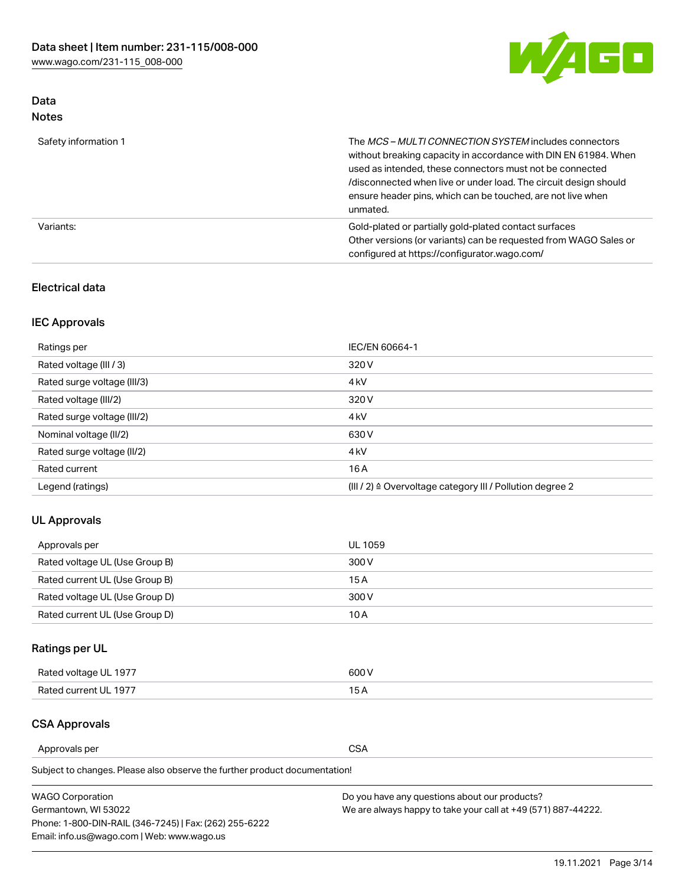## Data
### Notes

| | |
|---|---|
| Safety information 1 | The *MCS – MULTI CONNECTION SYSTEM* includes connectors without breaking capacity in accordance with DIN EN 61984. When used as intended, these connectors must not be connected /disconnected when live or under load. The circuit design should ensure header pins, which can be touched, are not live when unmated. |
| Variants: | Gold-plated or partially gold-plated contact surfaces<br>Other versions (or variants) can be requested from WAGO Sales or configured at https://configurator.wago.com/ |

### Electrical data

### IEC Approvals

| | |
|---|---|
| Ratings per | IEC/EN 60664-1 |
| Rated voltage (III / 3) | 320 V |
| Rated surge voltage (III/3) | 4 kV |
| Rated voltage (III/2) | 320 V |
| Rated surge voltage (III/2) | 4 kV |
| Nominal voltage (II/2) | 630 V |
| Rated surge voltage (II/2) | 4 kV |
| Rated current | 16 A |
| Legend (ratings) | (III / 2) ≙ Overvoltage category III / Pollution degree 2 |

### UL Approvals

| | |
|---|---|
| Approvals per | UL 1059 |
| Rated voltage UL (Use Group B) | 300 V |
| Rated current UL (Use Group B) | 15 A |
| Rated voltage UL (Use Group D) | 300 V |
| Rated current UL (Use Group D) | 10 A |

### Ratings per UL

| | |
|---|---|
| Rated voltage UL 1977 | 600 V |
| Rated current UL 1977 | 15 A |

### CSA Approvals

| | |
|---|---|
| Approvals per | CSA |

Subject to changes. Please also observe the further product documentation!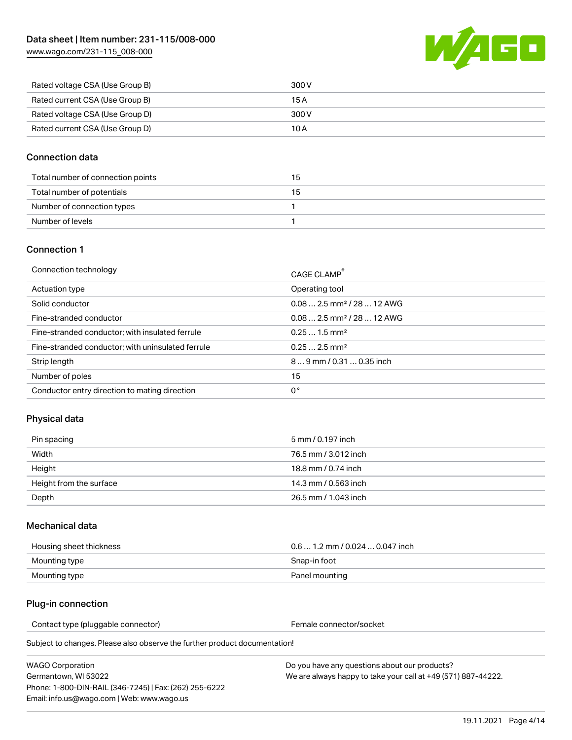| Rated voltage CSA (Use Group B) | 300 V |
| --- | --- |
| Rated current CSA (Use Group B) | 15 A |
| Rated voltage CSA (Use Group D) | 300 V |
| Rated current CSA (Use Group D) | 10 A |

## Connection data

| Total number of connection points | 15 |
| --- | --- |
| Total number of potentials | 15 |
| Number of connection types | 1 |
| Number of levels | 1 |

## Connection 1

| Connection technology | CAGE CLAMP® |
| --- | --- |
| Actuation type | Operating tool |
| Solid conductor | 0.08 … 2.5 mm² / 28 … 12 AWG |
| Fine-stranded conductor | 0.08 … 2.5 mm² / 28 … 12 AWG |
| Fine-stranded conductor; with insulated ferrule | 0.25 … 1.5 mm² |
| Fine-stranded conductor; with uninsulated ferrule | 0.25 … 2.5 mm² |
| Strip length | 8 … 9 mm / 0.31 … 0.35 inch |
| Number of poles | 15 |
| Conductor entry direction to mating direction | 0° |

## Physical data

| Pin spacing | 5 mm / 0.197 inch |
| --- | --- |
| Width | 76.5 mm / 3.012 inch |
| Height | 18.8 mm / 0.74 inch |
| Height from the surface | 14.3 mm / 0.563 inch |
| Depth | 26.5 mm / 1.043 inch |

## Mechanical data

| Housing sheet thickness | 0.6 … 1.2 mm / 0.024 … 0.047 inch |
| --- | --- |
| Mounting type | Snap-in foot |
| Mounting type | Panel mounting |

## Plug-in connection

| Contact type (pluggable connector) | Female connector/socket |
| --- | --- |

Subject to changes. Please also observe the further product documentation!

WAGO Corporation
Germantown, WI 53022
Phone: 1-800-DIN-RAIL (346-7245) | Fax: (262) 255-6222
Email: info.us@wago.com | Web: www.wago.us

Do you have any questions about our products?
We are always happy to take your call at +49 (571) 887-44222.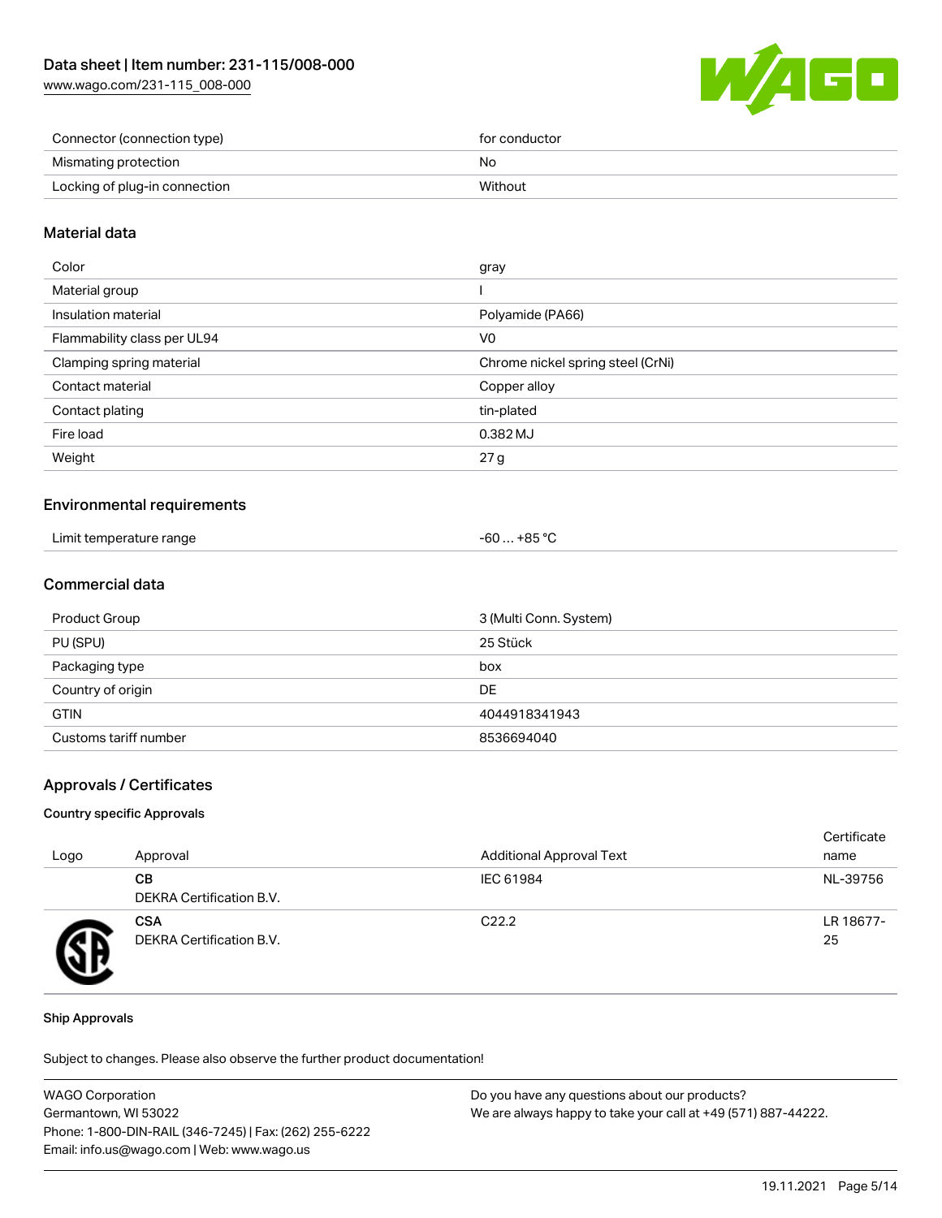| | |
|---|---|
| Connector (connection type) | for conductor |
| Mismating protection | No |
| Locking of plug-in connection | Without |

## Material data

| | |
|---|---|
| Color | gray |
| Material group | I |
| Insulation material | Polyamide (PA66) |
| Flammability class per UL94 | V0 |
| Clamping spring material | Chrome nickel spring steel (CrNi) |
| Contact material | Copper alloy |
| Contact plating | tin-plated |
| Fire load | 0.382 MJ |
| Weight | 27 g |

## Environmental requirements

| | |
|---|---|
| Limit temperature range | -60 … +85 °C |

## Commercial data

| | |
|---|---|
| Product Group | 3 (Multi Conn. System) |
| PU (SPU) | 25 Stück |
| Packaging type | box |
| Country of origin | DE |
| GTIN | 4044918341943 |
| Customs tariff number | 8536694040 |

## Approvals / Certificates

### Country specific Approvals

| Logo | Approval | Additional Approval Text | Certificate name |
|---|---|---|---|
| | **CB** DEKRA Certification B.V. | IEC 61984 | NL-39756 |
| | **CSA** DEKRA Certification B.V. | C22.2 | LR 18677-25 |

### Ship Approvals

Subject to changes. Please also observe the further product documentation!

WAGO Corporation
Germantown, WI 53022
Phone: 1-800-DIN-RAIL (346-7245) | Fax: (262) 255-6222
Email: info.us@wago.com | Web: www.wago.us

Do you have any questions about our products?
We are always happy to take your call at +49 (571) 887-44222.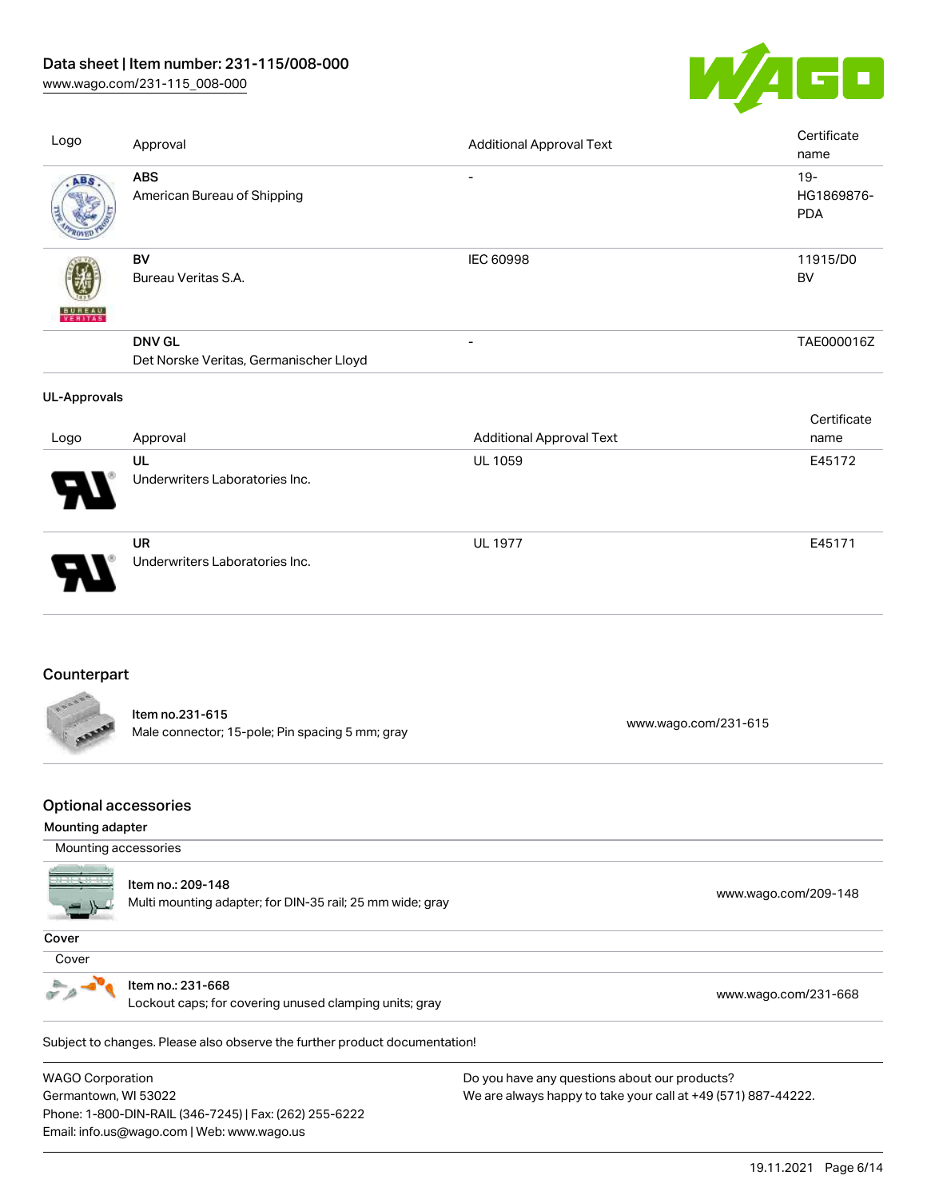| Logo | Approval | Additional Approval Text | Certificate name |
|---|---|---|---|
| | **ABS**<br>American Bureau of Shipping | - | 19-HG1869876-PDA |
| | **BV**<br>Bureau Veritas S.A. | IEC 60998 | 11915/D0 BV |
| | **DNV GL**<br>Det Norske Veritas, Germanischer Lloyd | - | TAE000016Z |

**UL-Approvals**

| Logo | Approval | Additional Approval Text | Certificate name |
|---|---|---|---|
| | **UL**<br>Underwriters Laboratories Inc. | UL 1059 | E45172 |
| | **UR**<br>Underwriters Laboratories Inc. | UL 1977 | E45171 |

## Counterpart

| | | |
|---|---|---|
| | **Item no.231-615**<br>Male connector; 15-pole; Pin spacing 5 mm; gray | www.wago.com/231-615 |

## Optional accessories

**Mounting adapter**

| Mounting accessories | | |
|---|---|---|
| | **Item no.: 209-148**<br>Multi mounting adapter; for DIN-35 rail; 25 mm wide; gray | www.wago.com/209-148 |

**Cover**

| Cover | | |
|---|---|---|
| | **Item no.: 231-668**<br>Lockout caps; for covering unused clamping units; gray | www.wago.com/231-668 |

Subject to changes. Please also observe the further product documentation!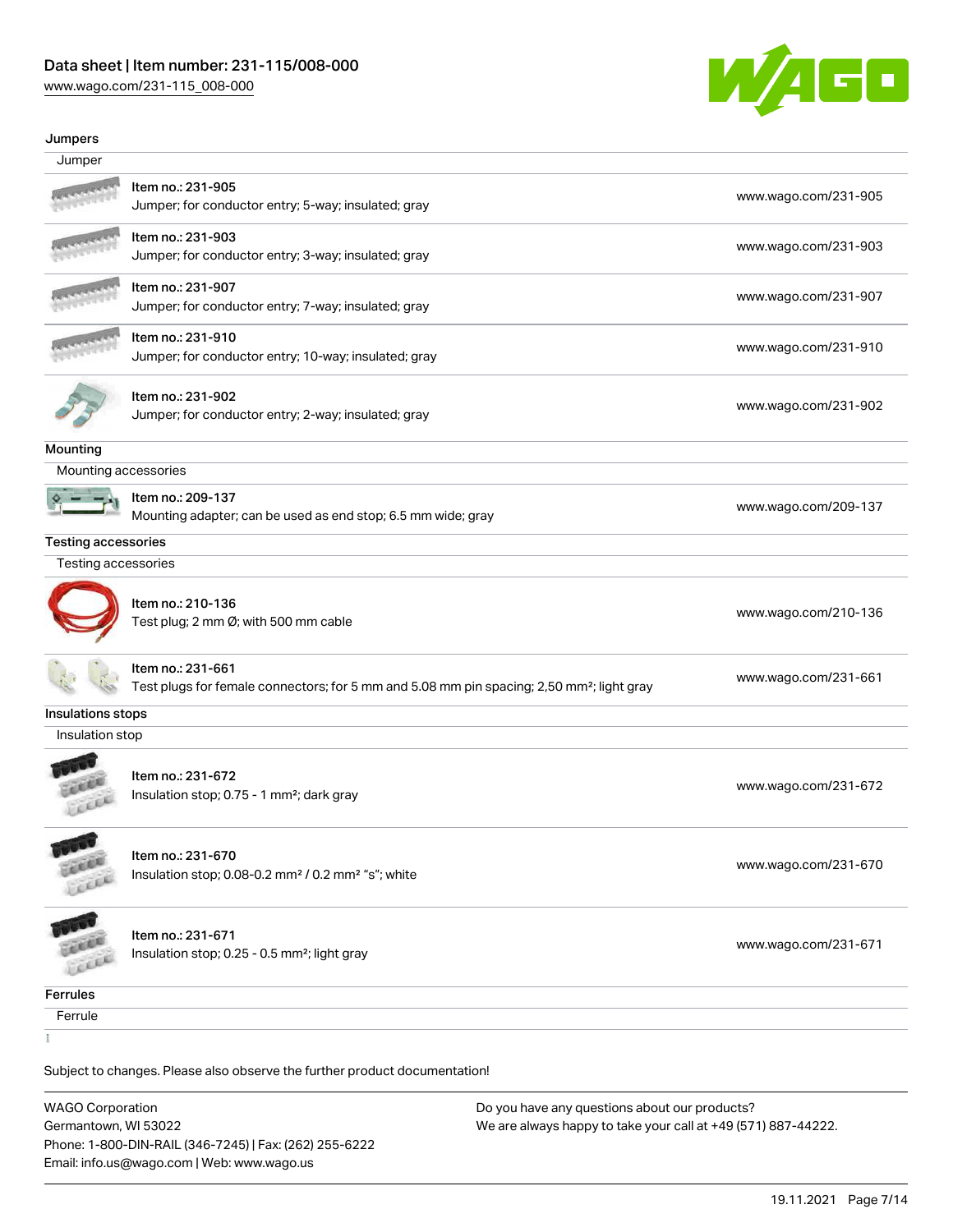## Jumpers

### Jumper

| | |
|---|---|
| Item no.: 231-905<br>Jumper; for conductor entry; 5-way; insulated; gray | www.wago.com/231-905 |
| Item no.: 231-903<br>Jumper; for conductor entry; 3-way; insulated; gray | www.wago.com/231-903 |
| Item no.: 231-907<br>Jumper; for conductor entry; 7-way; insulated; gray | www.wago.com/231-907 |
| Item no.: 231-910<br>Jumper; for conductor entry; 10-way; insulated; gray | www.wago.com/231-910 |
| Item no.: 231-902<br>Jumper; for conductor entry; 2-way; insulated; gray | www.wago.com/231-902 |

## Mounting

### Mounting accessories

| | |
|---|---|
| Item no.: 209-137<br>Mounting adapter; can be used as end stop; 6.5 mm wide; gray | www.wago.com/209-137 |

## Testing accessories

### Testing accessories

| | |
|---|---|
| Item no.: 210-136<br>Test plug; 2 mm Ø; with 500 mm cable | www.wago.com/210-136 |
| Item no.: 231-661<br>Test plugs for female connectors; for 5 mm and 5.08 mm pin spacing; 2,50 mm²; light gray | www.wago.com/231-661 |

## Insulations stops

### Insulation stop

| | |
|---|---|
| Item no.: 231-672<br>Insulation stop; 0.75 - 1 mm²; dark gray | www.wago.com/231-672 |
| Item no.: 231-670<br>Insulation stop; 0.08-0.2 mm² / 0.2 mm² "s"; white | www.wago.com/231-670 |
| Item no.: 231-671<br>Insulation stop; 0.25 - 0.5 mm²; light gray | www.wago.com/231-671 |

## Ferrules

### Ferrule

Subject to changes. Please also observe the further product documentation!

WAGO Corporation
Germantown, WI 53022
Phone: 1-800-DIN-RAIL (346-7245) | Fax: (262) 255-6222
Email: info.us@wago.com | Web: www.wago.us

Do you have any questions about our products?
We are always happy to take your call at +49 (571) 887-44222.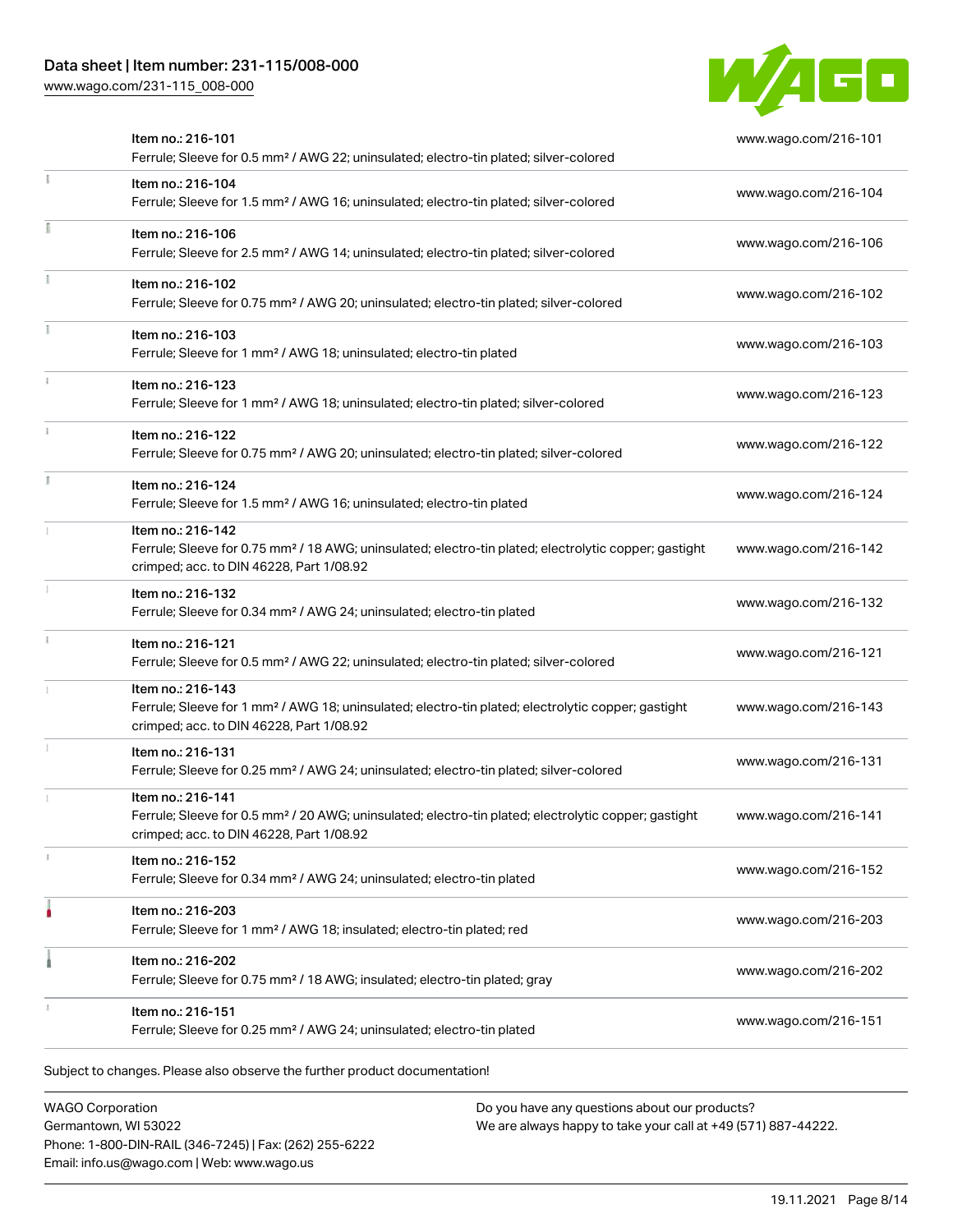| | | |
|---|---|---|
| | Item no.: 216-101<br>Ferrule; Sleeve for 0.5 mm² / AWG 22; uninsulated; electro-tin plated; silver-colored | www.wago.com/216-101 |
| | Item no.: 216-104<br>Ferrule; Sleeve for 1.5 mm² / AWG 16; uninsulated; electro-tin plated; silver-colored | www.wago.com/216-104 |
| | Item no.: 216-106<br>Ferrule; Sleeve for 2.5 mm² / AWG 14; uninsulated; electro-tin plated; silver-colored | www.wago.com/216-106 |
| | Item no.: 216-102<br>Ferrule; Sleeve for 0.75 mm² / AWG 20; uninsulated; electro-tin plated; silver-colored | www.wago.com/216-102 |
| | Item no.: 216-103<br>Ferrule; Sleeve for 1 mm² / AWG 18; uninsulated; electro-tin plated | www.wago.com/216-103 |
| | Item no.: 216-123<br>Ferrule; Sleeve for 1 mm² / AWG 18; uninsulated; electro-tin plated; silver-colored | www.wago.com/216-123 |
| | Item no.: 216-122<br>Ferrule; Sleeve for 0.75 mm² / AWG 20; uninsulated; electro-tin plated; silver-colored | www.wago.com/216-122 |
| | Item no.: 216-124<br>Ferrule; Sleeve for 1.5 mm² / AWG 16; uninsulated; electro-tin plated | www.wago.com/216-124 |
| | Item no.: 216-142<br>Ferrule; Sleeve for 0.75 mm² / 18 AWG; uninsulated; electro-tin plated; electrolytic copper; gastight crimped; acc. to DIN 46228, Part 1/08.92 | www.wago.com/216-142 |
| | Item no.: 216-132<br>Ferrule; Sleeve for 0.34 mm² / AWG 24; uninsulated; electro-tin plated | www.wago.com/216-132 |
| | Item no.: 216-121<br>Ferrule; Sleeve for 0.5 mm² / AWG 22; uninsulated; electro-tin plated; silver-colored | www.wago.com/216-121 |
| | Item no.: 216-143<br>Ferrule; Sleeve for 1 mm² / AWG 18; uninsulated; electro-tin plated; electrolytic copper; gastight crimped; acc. to DIN 46228, Part 1/08.92 | www.wago.com/216-143 |
| | Item no.: 216-131<br>Ferrule; Sleeve for 0.25 mm² / AWG 24; uninsulated; electro-tin plated; silver-colored | www.wago.com/216-131 |
| | Item no.: 216-141<br>Ferrule; Sleeve for 0.5 mm² / 20 AWG; uninsulated; electro-tin plated; electrolytic copper; gastight crimped; acc. to DIN 46228, Part 1/08.92 | www.wago.com/216-141 |
| | Item no.: 216-152<br>Ferrule; Sleeve for 0.34 mm² / AWG 24; uninsulated; electro-tin plated | www.wago.com/216-152 |
| | Item no.: 216-203<br>Ferrule; Sleeve for 1 mm² / AWG 18; insulated; electro-tin plated; red | www.wago.com/216-203 |
| | Item no.: 216-202<br>Ferrule; Sleeve for 0.75 mm² / 18 AWG; insulated; electro-tin plated; gray | www.wago.com/216-202 |
| | Item no.: 216-151<br>Ferrule; Sleeve for 0.25 mm² / AWG 24; uninsulated; electro-tin plated | www.wago.com/216-151 |

Subject to changes. Please also observe the further product documentation!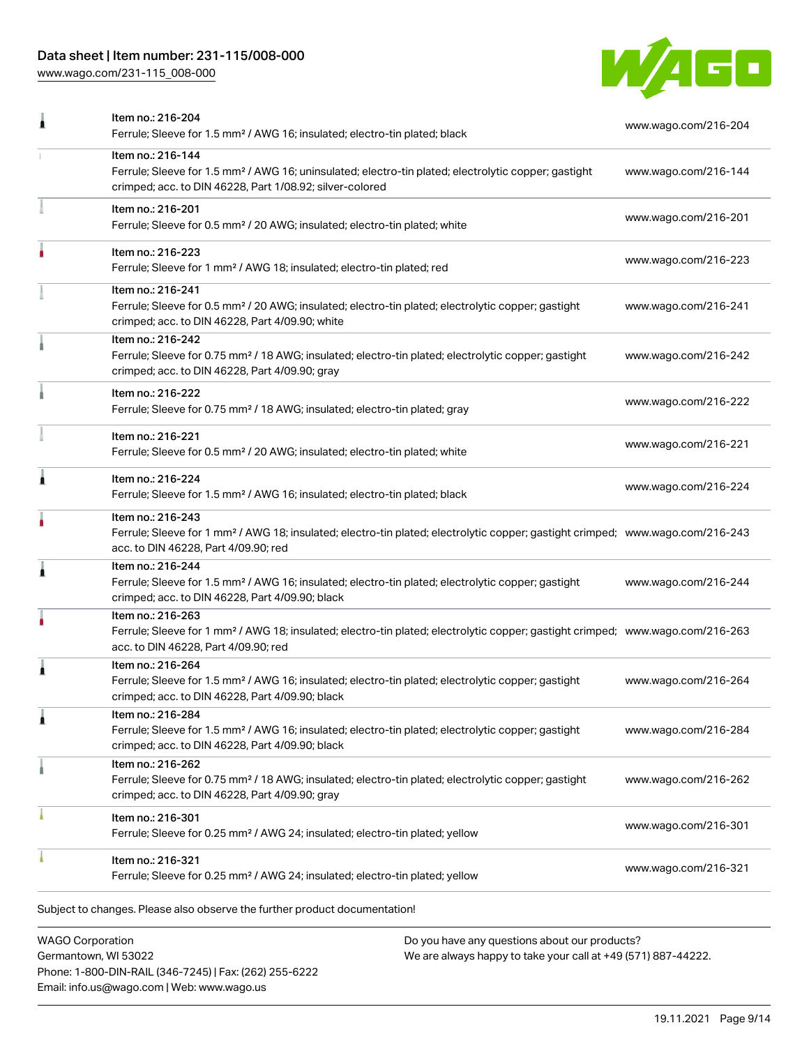| | | |
|---|---|---|
| | Item no.: 216-204<br>Ferrule; Sleeve for 1.5 mm² / AWG 16; insulated; electro-tin plated; black | www.wago.com/216-204 |
| | Item no.: 216-144<br>Ferrule; Sleeve for 1.5 mm² / AWG 16; uninsulated; electro-tin plated; electrolytic copper; gastight crimped; acc. to DIN 46228, Part 1/08.92; silver-colored | www.wago.com/216-144 |
| | Item no.: 216-201<br>Ferrule; Sleeve for 0.5 mm² / 20 AWG; insulated; electro-tin plated; white | www.wago.com/216-201 |
| | Item no.: 216-223<br>Ferrule; Sleeve for 1 mm² / AWG 18; insulated; electro-tin plated; red | www.wago.com/216-223 |
| | Item no.: 216-241<br>Ferrule; Sleeve for 0.5 mm² / 20 AWG; insulated; electro-tin plated; electrolytic copper; gastight crimped; acc. to DIN 46228, Part 4/09.90; white | www.wago.com/216-241 |
| | Item no.: 216-242<br>Ferrule; Sleeve for 0.75 mm² / 18 AWG; insulated; electro-tin plated; electrolytic copper; gastight crimped; acc. to DIN 46228, Part 4/09.90; gray | www.wago.com/216-242 |
| | Item no.: 216-222<br>Ferrule; Sleeve for 0.75 mm² / 18 AWG; insulated; electro-tin plated; gray | www.wago.com/216-222 |
| | Item no.: 216-221<br>Ferrule; Sleeve for 0.5 mm² / 20 AWG; insulated; electro-tin plated; white | www.wago.com/216-221 |
| | Item no.: 216-224<br>Ferrule; Sleeve for 1.5 mm² / AWG 16; insulated; electro-tin plated; black | www.wago.com/216-224 |
| | Item no.: 216-243<br>Ferrule; Sleeve for 1 mm² / AWG 18; insulated; electro-tin plated; electrolytic copper; gastight crimped; acc. to DIN 46228, Part 4/09.90; red | www.wago.com/216-243 |
| | Item no.: 216-244<br>Ferrule; Sleeve for 1.5 mm² / AWG 16; insulated; electro-tin plated; electrolytic copper; gastight crimped; acc. to DIN 46228, Part 4/09.90; black | www.wago.com/216-244 |
| | Item no.: 216-263<br>Ferrule; Sleeve for 1 mm² / AWG 18; insulated; electro-tin plated; electrolytic copper; gastight crimped; acc. to DIN 46228, Part 4/09.90; red | www.wago.com/216-263 |
| | Item no.: 216-264<br>Ferrule; Sleeve for 1.5 mm² / AWG 16; insulated; electro-tin plated; electrolytic copper; gastight crimped; acc. to DIN 46228, Part 4/09.90; black | www.wago.com/216-264 |
| | Item no.: 216-284<br>Ferrule; Sleeve for 1.5 mm² / AWG 16; insulated; electro-tin plated; electrolytic copper; gastight crimped; acc. to DIN 46228, Part 4/09.90; black | www.wago.com/216-284 |
| | Item no.: 216-262<br>Ferrule; Sleeve for 0.75 mm² / 18 AWG; insulated; electro-tin plated; electrolytic copper; gastight crimped; acc. to DIN 46228, Part 4/09.90; gray | www.wago.com/216-262 |
| | Item no.: 216-301<br>Ferrule; Sleeve for 0.25 mm² / AWG 24; insulated; electro-tin plated; yellow | www.wago.com/216-301 |
| | Item no.: 216-321<br>Ferrule; Sleeve for 0.25 mm² / AWG 24; insulated; electro-tin plated; yellow | www.wago.com/216-321 |

Subject to changes. Please also observe the further product documentation!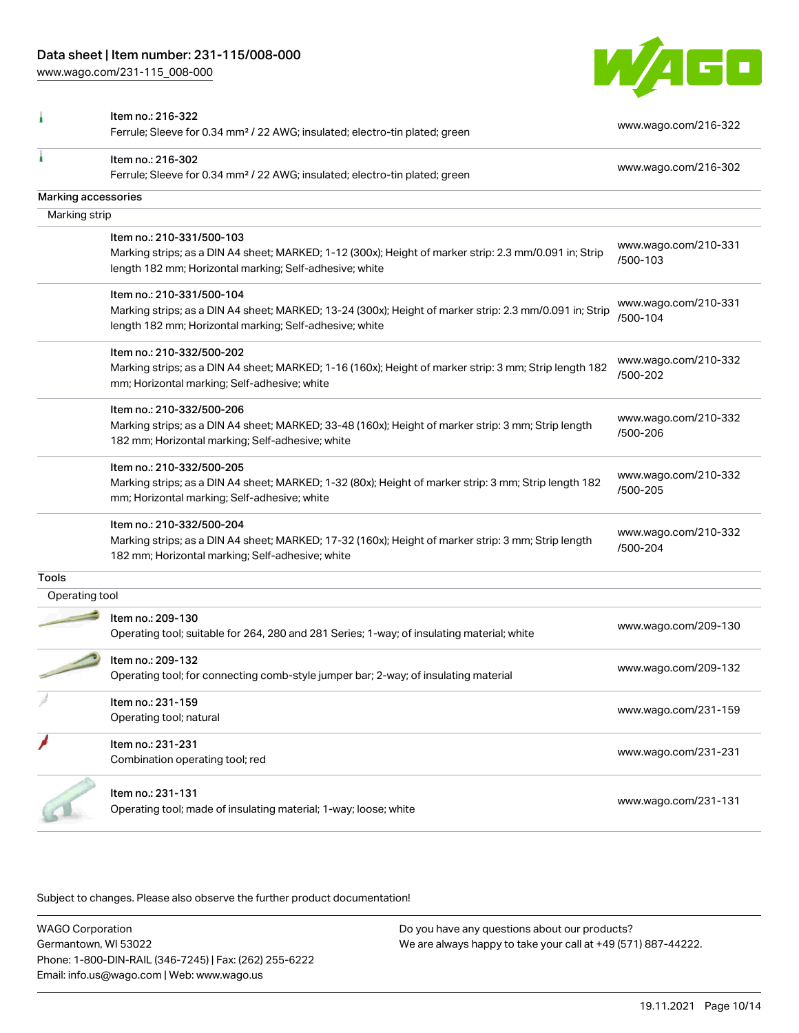| | | |
|---|---|---|
| | Item no.: 216-322<br>Ferrule; Sleeve for 0.34 mm² / 22 AWG; insulated; electro-tin plated; green | www.wago.com/216-322 |
| | Item no.: 216-302<br>Ferrule; Sleeve for 0.34 mm² / 22 AWG; insulated; electro-tin plated; green | www.wago.com/216-302 |

## Marking accessories

### Marking strip

| | | |
|---|---|---|
| | Item no.: 210-331/500-103<br>Marking strips; as a DIN A4 sheet; MARKED; 1-12 (300x); Height of marker strip: 2.3 mm/0.091 in; Strip length 182 mm; Horizontal marking; Self-adhesive; white | www.wago.com/210-331/500-103 |
| | Item no.: 210-331/500-104<br>Marking strips; as a DIN A4 sheet; MARKED; 13-24 (300x); Height of marker strip: 2.3 mm/0.091 in; Strip length 182 mm; Horizontal marking; Self-adhesive; white | www.wago.com/210-331/500-104 |
| | Item no.: 210-332/500-202<br>Marking strips; as a DIN A4 sheet; MARKED; 1-16 (160x); Height of marker strip: 3 mm; Strip length 182 mm; Horizontal marking; Self-adhesive; white | www.wago.com/210-332/500-202 |
| | Item no.: 210-332/500-206<br>Marking strips; as a DIN A4 sheet; MARKED; 33-48 (160x); Height of marker strip: 3 mm; Strip length 182 mm; Horizontal marking; Self-adhesive; white | www.wago.com/210-332/500-206 |
| | Item no.: 210-332/500-205<br>Marking strips; as a DIN A4 sheet; MARKED; 1-32 (80x); Height of marker strip: 3 mm; Strip length 182 mm; Horizontal marking; Self-adhesive; white | www.wago.com/210-332/500-205 |
| | Item no.: 210-332/500-204<br>Marking strips; as a DIN A4 sheet; MARKED; 17-32 (160x); Height of marker strip: 3 mm; Strip length 182 mm; Horizontal marking; Self-adhesive; white | www.wago.com/210-332/500-204 |

## Tools

### Operating tool

| | | |
|---|---|---|
| | Item no.: 209-130<br>Operating tool; suitable for 264, 280 and 281 Series; 1-way; of insulating material; white | www.wago.com/209-130 |
| | Item no.: 209-132<br>Operating tool; for connecting comb-style jumper bar; 2-way; of insulating material | www.wago.com/209-132 |
| | Item no.: 231-159<br>Operating tool; natural | www.wago.com/231-159 |
| | Item no.: 231-231<br>Combination operating tool; red | www.wago.com/231-231 |
| | Item no.: 231-131<br>Operating tool; made of insulating material; 1-way; loose; white | www.wago.com/231-131 |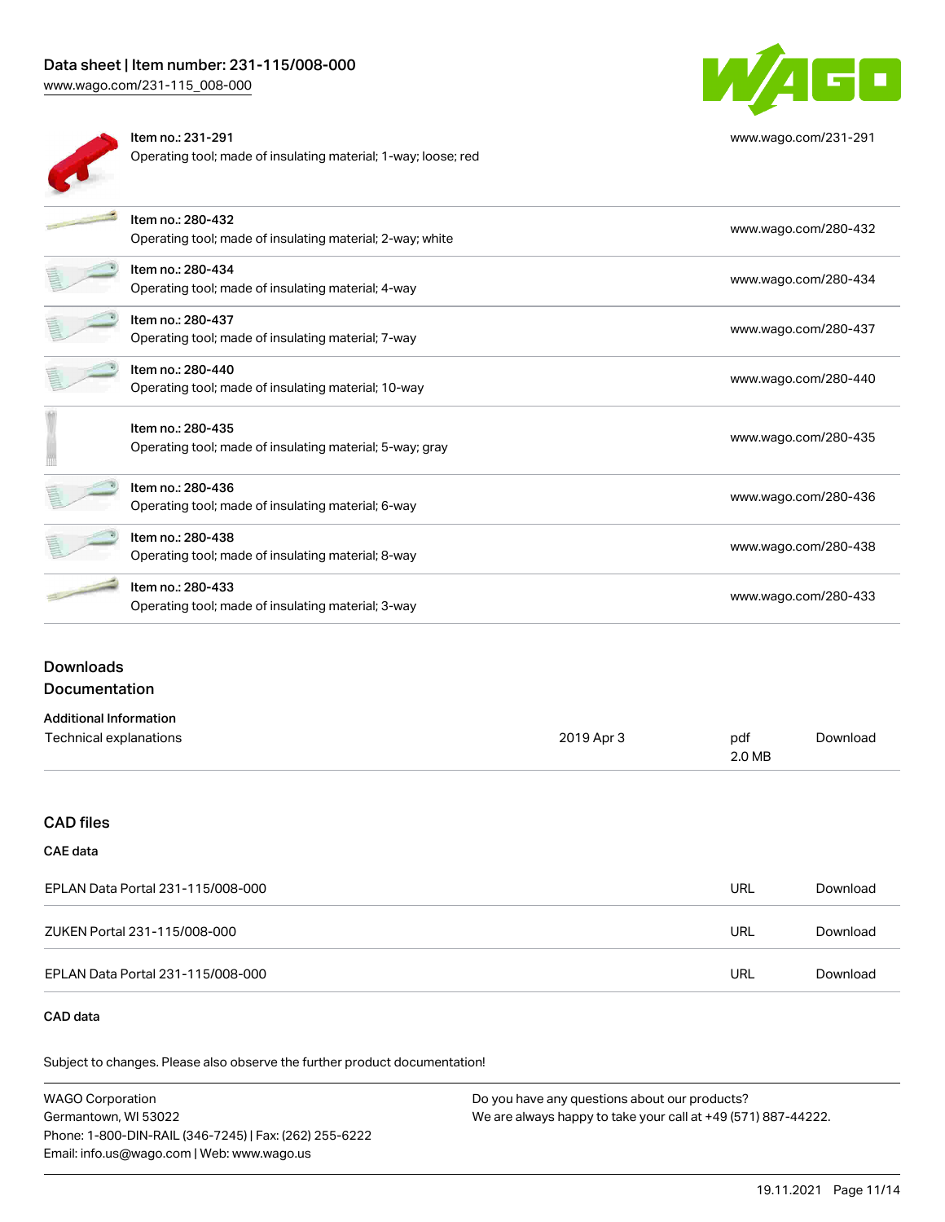| Item | URL |
|---|---|
| Item no.: 231-291<br>Operating tool; made of insulating material; 1-way; loose; red | www.wago.com/231-291 |
| Item no.: 280-432<br>Operating tool; made of insulating material; 2-way; white | www.wago.com/280-432 |
| Item no.: 280-434<br>Operating tool; made of insulating material; 4-way | www.wago.com/280-434 |
| Item no.: 280-437<br>Operating tool; made of insulating material; 7-way | www.wago.com/280-437 |
| Item no.: 280-440<br>Operating tool; made of insulating material; 10-way | www.wago.com/280-440 |
| Item no.: 280-435<br>Operating tool; made of insulating material; 5-way; gray | www.wago.com/280-435 |
| Item no.: 280-436<br>Operating tool; made of insulating material; 6-way | www.wago.com/280-436 |
| Item no.: 280-438<br>Operating tool; made of insulating material; 8-way | www.wago.com/280-438 |
| Item no.: 280-433<br>Operating tool; made of insulating material; 3-way | www.wago.com/280-433 |

## Downloads

## Documentation

### Additional Information

| | | | |
|---|---|---|---|
| Technical explanations | 2019 Apr 3 | pdf<br>2.0 MB | Download |

## CAD files

### CAE data

| | | |
|---|---|---|
| EPLAN Data Portal 231-115/008-000 | URL | Download |
| ZUKEN Portal 231-115/008-000 | URL | Download |
| EPLAN Data Portal 231-115/008-000 | URL | Download |

### CAD data

Subject to changes. Please also observe the further product documentation!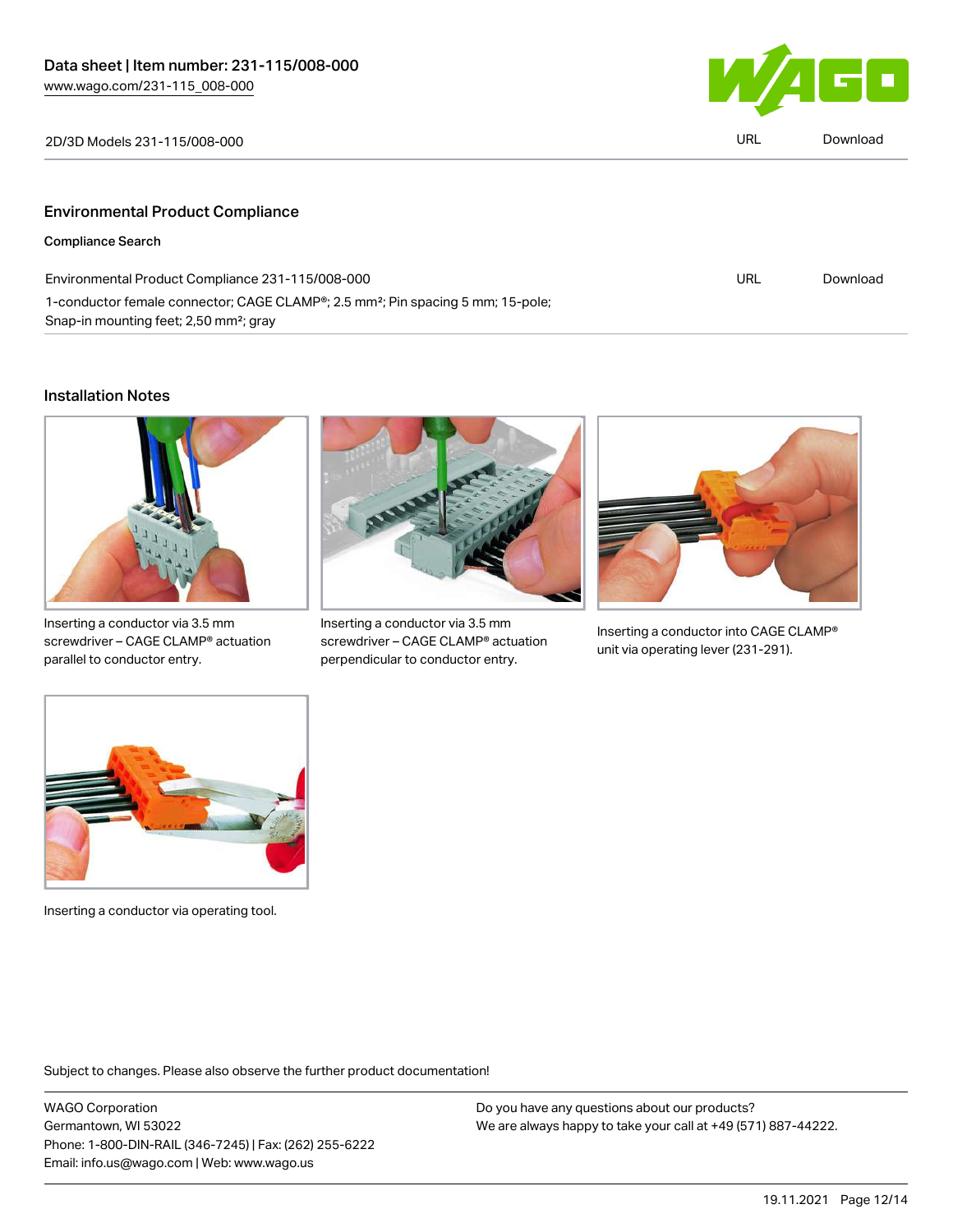2D/3D Models 231-115/008-000 | URL | Download

## Environmental Product Compliance

### Compliance Search

| | | |
|---|---|---|
| Environmental Product Compliance 231-115/008-000 | URL | Download |
| 1-conductor female connector; CAGE CLAMP®; 2.5 mm²; Pin spacing 5 mm; 15-pole; Snap-in mounting feet; 2,50 mm²; gray | | |

## Installation Notes

Inserting a conductor via 3.5 mm screwdriver – CAGE CLAMP® actuation parallel to conductor entry.

Inserting a conductor via 3.5 mm screwdriver – CAGE CLAMP® actuation perpendicular to conductor entry.

Inserting a conductor into CAGE CLAMP® unit via operating lever (231-291).

Inserting a conductor via operating tool.

Subject to changes. Please also observe the further product documentation!

WAGO Corporation
Germantown, WI 53022
Phone: 1-800-DIN-RAIL (346-7245) | Fax: (262) 255-6222
Email: info.us@wago.com | Web: www.wago.us

Do you have any questions about our products?
We are always happy to take your call at +49 (571) 887-44222.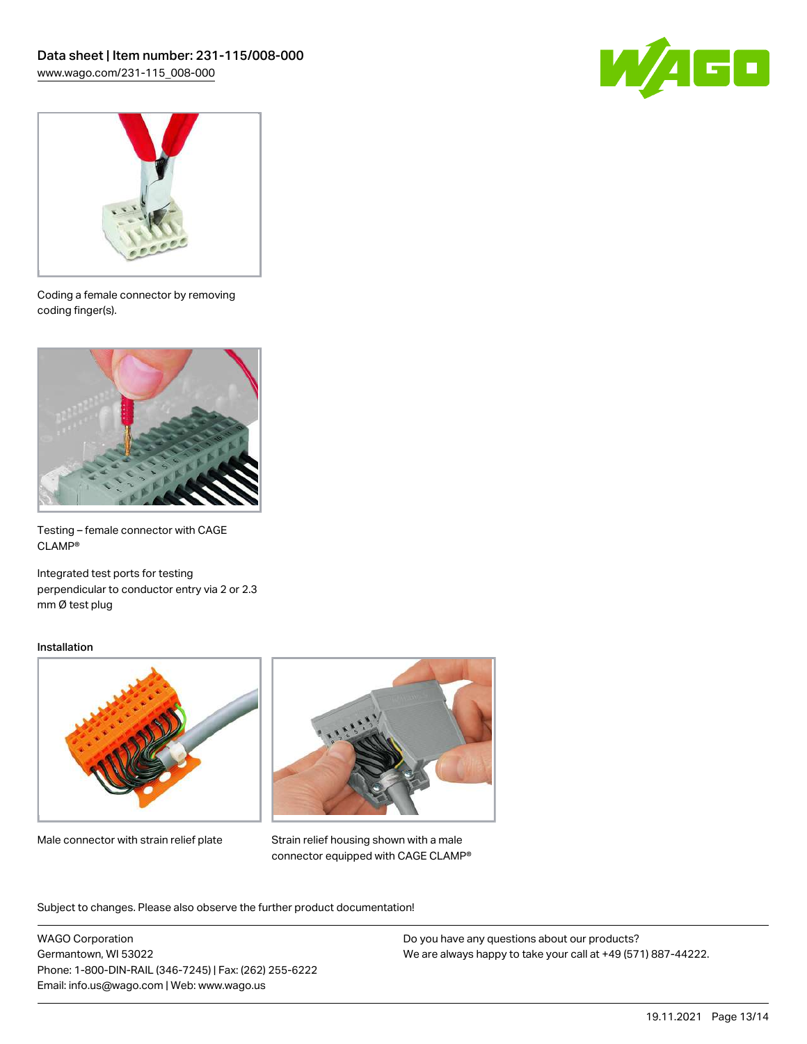Coding a female connector by removing coding finger(s).

Testing – female connector with CAGE CLAMP®

Integrated test ports for testing perpendicular to conductor entry via 2 or 2.3 mm Ø test plug

## Installation

Male connector with strain relief plate

Strain relief housing shown with a male connector equipped with CAGE CLAMP®

Subject to changes. Please also observe the further product documentation!

WAGO Corporation
Germantown, WI 53022
Phone: 1-800-DIN-RAIL (346-7245) | Fax: (262) 255-6222
Email: info.us@wago.com | Web: www.wago.us

Do you have any questions about our products?
We are always happy to take your call at +49 (571) 887-44222.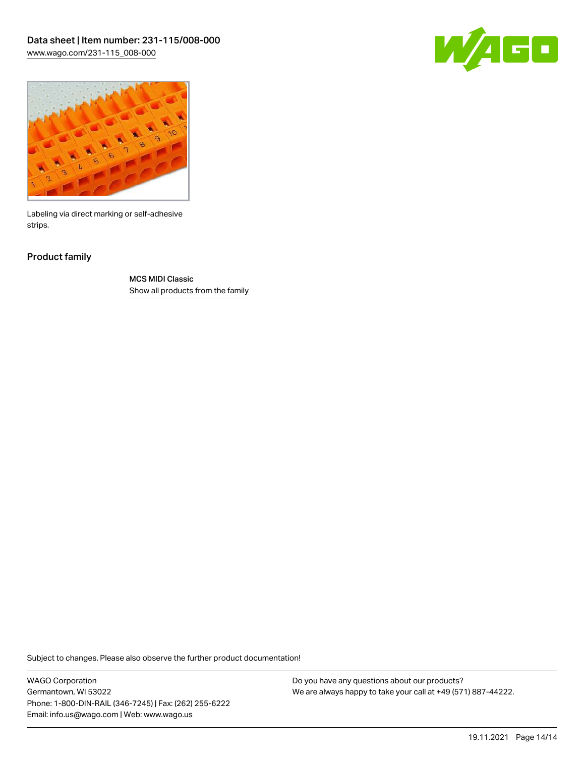Labeling via direct marking or self-adhesive strips.

## Product family

MCS MIDI Classic
Show all products from the family

Subject to changes. Please also observe the further product documentation!

WAGO Corporation
Germantown, WI 53022
Phone: 1-800-DIN-RAIL (346-7245) | Fax: (262) 255-6222
Email: info.us@wago.com | Web: www.wago.us

Do you have any questions about our products?
We are always happy to take your call at +49 (571) 887-44222.